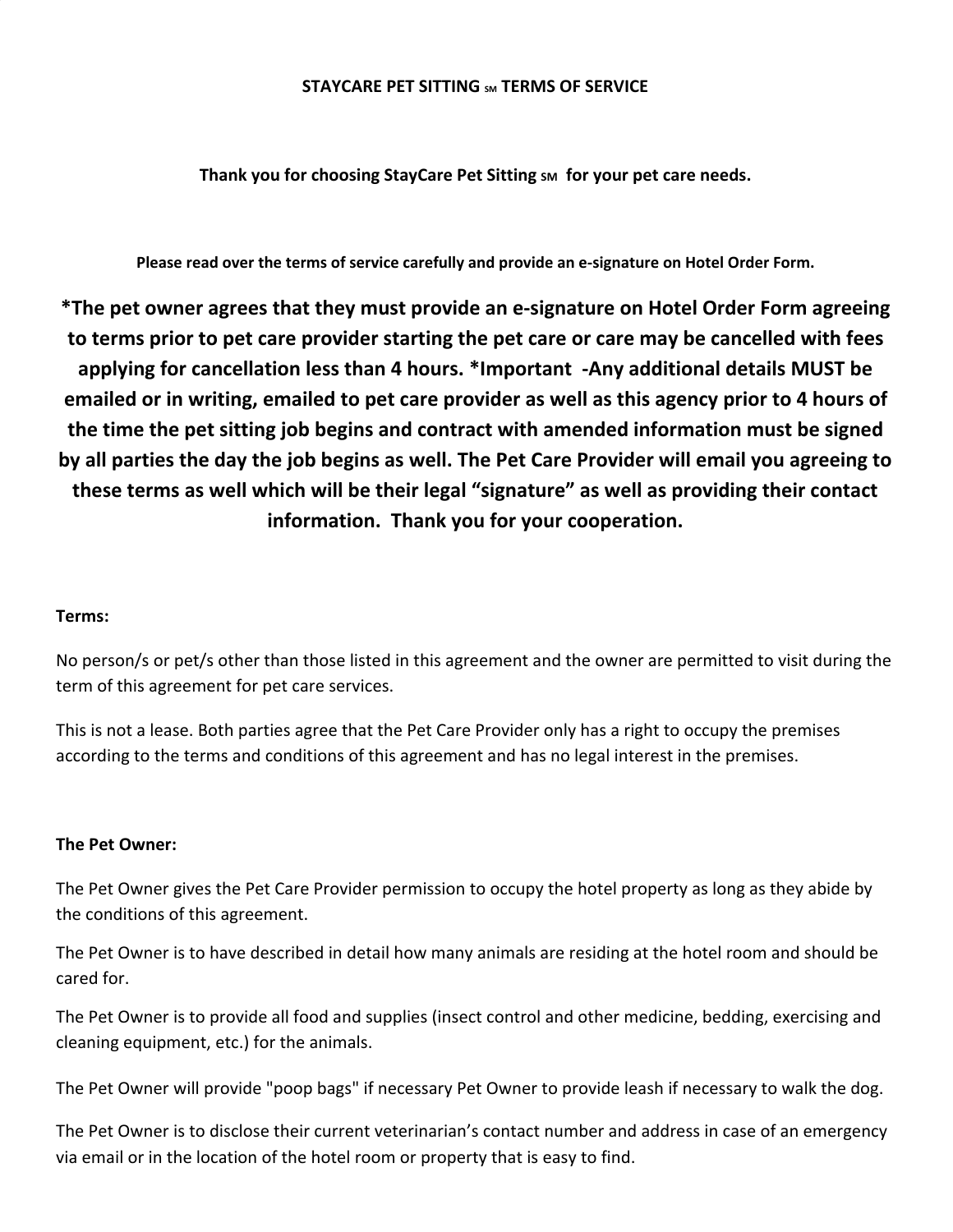# STAYCARE PET SITTING SM TERMS OF SERVICE

**Thank you for choosing StayCare Pet Sitting SM for your pet care needs.**

**Please read over the terms of service carefully and provide an e-signature on Hotel Order Form.**

**\*The pet owner agrees that they must provide an e-signature on Hotel Order Form agreeing to terms prior to pet care provider starting the pet care or care may be cancelled with fees applying for cancellation less than 4 hours. \*Important -Any additional details MUST be emailed or in writing, emailed to pet care provider as well as this agency prior to 4 hours of the time the pet sitting job begins and contract with amended information must be signed by all parties the day the job begins as well. The Pet Care Provider will email you agreeing to these terms as well which will be their legal "signature" as well as providing their contact information. Thank you for your cooperation.**

**Terms:**

No person/s or pet/s other than those listed in this agreement and the owner are permitted to visit during the term of this agreement for pet care services.

This is not a lease. Both parties agree that the Pet Care Provider only has a right to occupy the premises according to the terms and conditions of this agreement and has no legal interest in the premises.

**The Pet Owner:**

The Pet Owner gives the Pet Care Provider permission to occupy the hotel property as long as they abide by the conditions of this agreement.

The Pet Owner is to have described in detail how many animals are residing at the hotel room and should be cared for.

The Pet Owner is to provide all food and supplies (insect control and other medicine, bedding, exercising and cleaning equipment, etc.) for the animals.

The Pet Owner will provide "poop bags" if necessary Pet Owner to provide leash if necessary to walk the dog.

The Pet Owner is to disclose their current veterinarian's contact number and address in case of an emergency via email or in the location of the hotel room or property that is easy to find.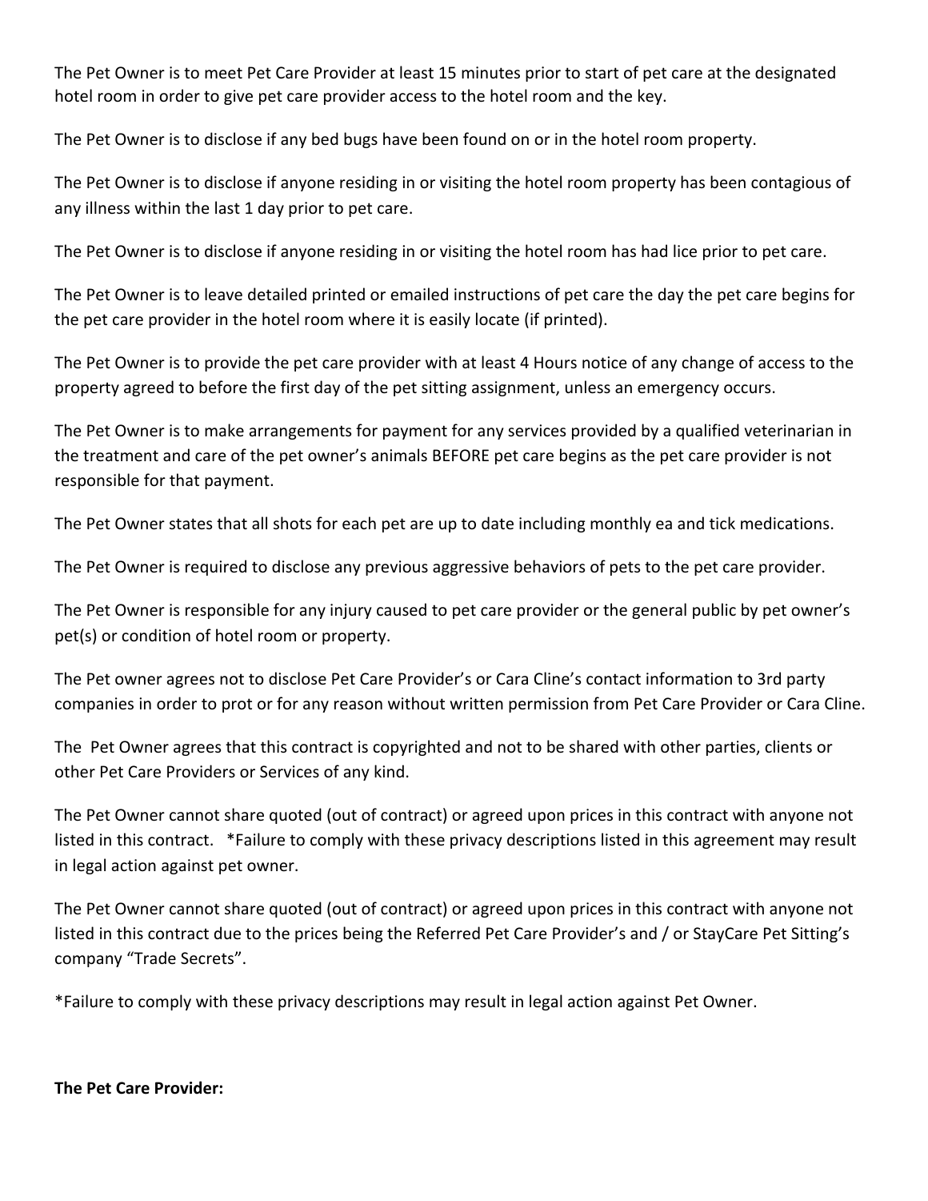The Pet Owner is to meet Pet Care Provider at least 15 minutes prior to start of pet care at the designated hotel room in order to give pet care provider access to the hotel room and the key.

The Pet Owner is to disclose if any bed bugs have been found on or in the hotel room property.

The Pet Owner is to disclose if anyone residing in or visiting the hotel room property has been contagious of any illness within the last 1 day prior to pet care.

The Pet Owner is to disclose if anyone residing in or visiting the hotel room has had lice prior to pet care.

The Pet Owner is to leave detailed printed or emailed instructions of pet care the day the pet care begins for the pet care provider in the hotel room where it is easily locate (if printed).

The Pet Owner is to provide the pet care provider with at least 4 Hours notice of any change of access to the property agreed to before the first day of the pet sitting assignment, unless an emergency occurs.

The Pet Owner is to make arrangements for payment for any services provided by a qualified veterinarian in the treatment and care of the pet owner's animals BEFORE pet care begins as the pet care provider is not responsible for that payment.

The Pet Owner states that all shots for each pet are up to date including monthly ea and tick medications.

The Pet Owner is required to disclose any previous aggressive behaviors of pets to the pet care provider.

The Pet Owner is responsible for any injury caused to pet care provider or the general public by pet owner's pet(s) or condition of hotel room or property.

The Pet owner agrees not to disclose Pet Care Provider's or Cara Cline's contact information to 3rd party companies in order to prot or for any reason without written permission from Pet Care Provider or Cara Cline.

The Pet Owner agrees that this contract is copyrighted and not to be shared with other parties, clients or other Pet Care Providers or Services of any kind.

The Pet Owner cannot share quoted (out of contract) or agreed upon prices in this contract with anyone not listed in this contract. *Failure to comply with these privacy descriptions listed in this agreement may result in legal action against pet owner.

The Pet Owner cannot share quoted (out of contract) or agreed upon prices in this contract with anyone not listed in this contract due to the prices being the Referred Pet Care Provider's and / or StayCare Pet Sitting's company "Trade Secrets".

*Failure to comply with these privacy descriptions may result in legal action against Pet Owner.

**The Pet Care Provider:**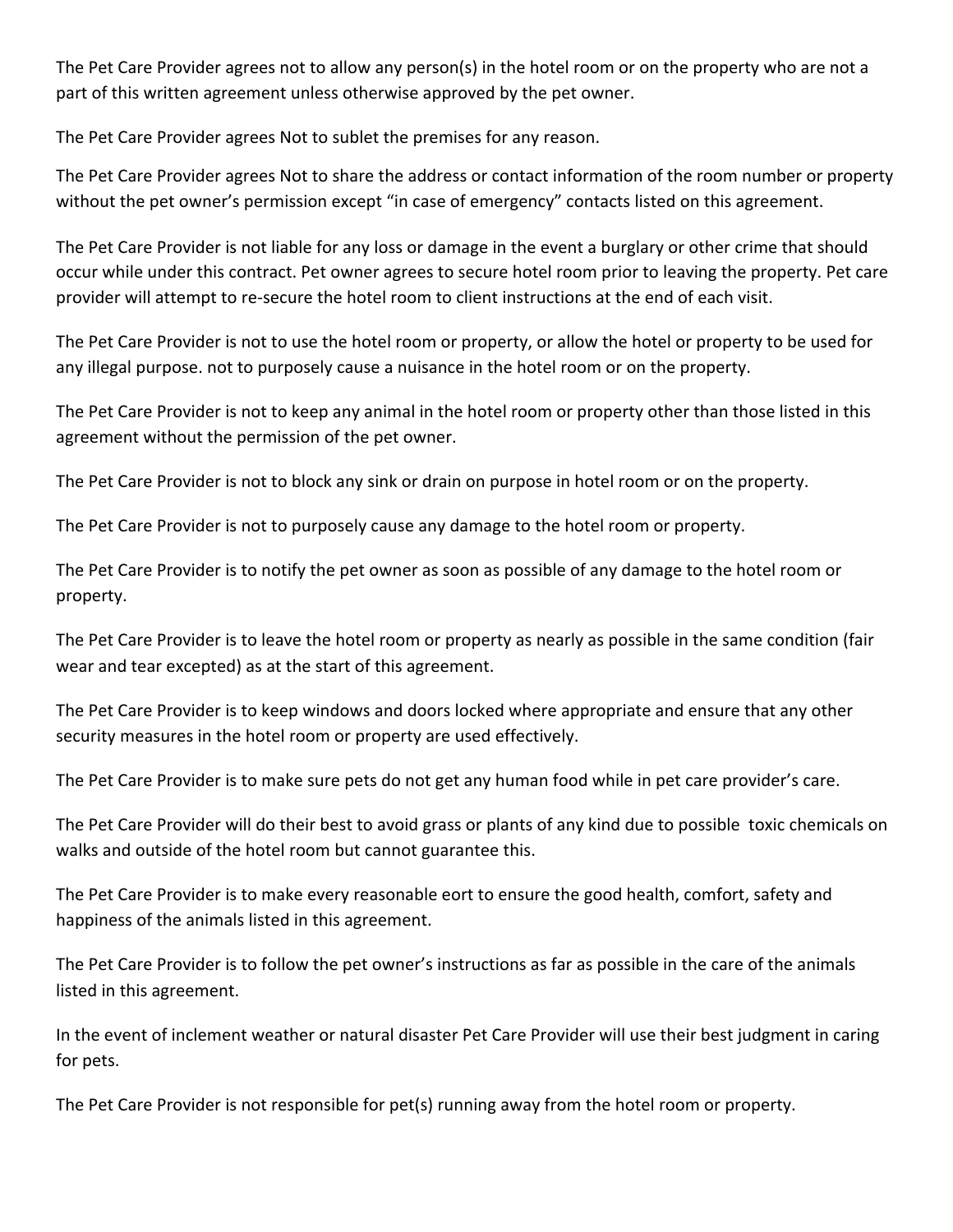The Pet Care Provider agrees not to allow any person(s) in the hotel room or on the property who are not a part of this written agreement unless otherwise approved by the pet owner.

The Pet Care Provider agrees Not to sublet the premises for any reason.

The Pet Care Provider agrees Not to share the address or contact information of the room number or property without the pet owner's permission except "in case of emergency" contacts listed on this agreement.

The Pet Care Provider is not liable for any loss or damage in the event a burglary or other crime that should occur while under this contract. Pet owner agrees to secure hotel room prior to leaving the property. Pet care provider will attempt to re-secure the hotel room to client instructions at the end of each visit.

The Pet Care Provider is not to use the hotel room or property, or allow the hotel or property to be used for any illegal purpose. not to purposely cause a nuisance in the hotel room or on the property.

The Pet Care Provider is not to keep any animal in the hotel room or property other than those listed in this agreement without the permission of the pet owner.

The Pet Care Provider is not to block any sink or drain on purpose in hotel room or on the property.

The Pet Care Provider is not to purposely cause any damage to the hotel room or property.

The Pet Care Provider is to notify the pet owner as soon as possible of any damage to the hotel room or property.

The Pet Care Provider is to leave the hotel room or property as nearly as possible in the same condition (fair wear and tear excepted) as at the start of this agreement.

The Pet Care Provider is to keep windows and doors locked where appropriate and ensure that any other security measures in the hotel room or property are used effectively.

The Pet Care Provider is to make sure pets do not get any human food while in pet care provider's care.

The Pet Care Provider will do their best to avoid grass or plants of any kind due to possible toxic chemicals on walks and outside of the hotel room but cannot guarantee this.

The Pet Care Provider is to make every reasonable eort to ensure the good health, comfort, safety and happiness of the animals listed in this agreement.

The Pet Care Provider is to follow the pet owner's instructions as far as possible in the care of the animals listed in this agreement.

In the event of inclement weather or natural disaster Pet Care Provider will use their best judgment in caring for pets.

The Pet Care Provider is not responsible for pet(s) running away from the hotel room or property.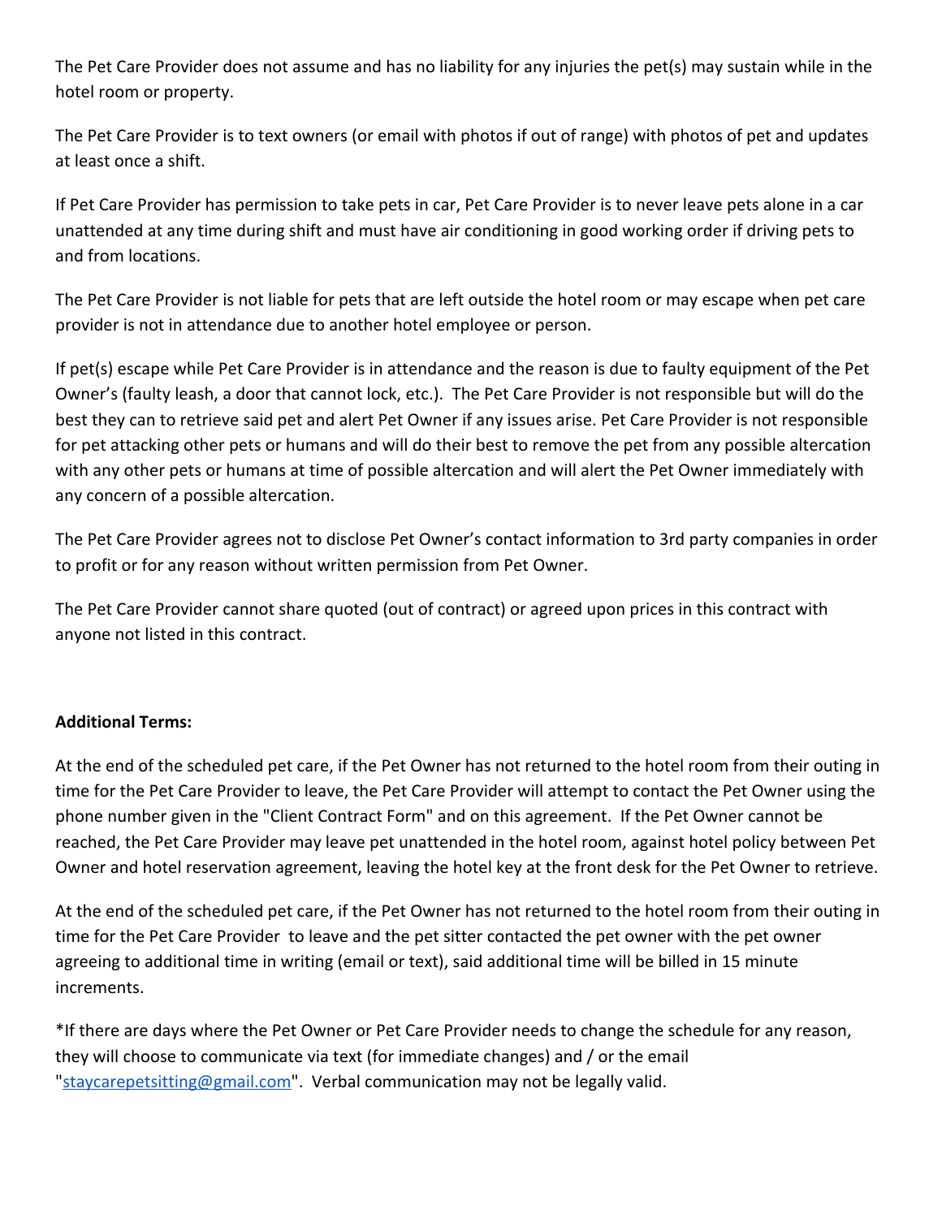The Pet Care Provider does not assume and has no liability for any injuries the pet(s) may sustain while in the hotel room or property.

The Pet Care Provider is to text owners (or email with photos if out of range) with photos of pet and updates at least once a shift.

If Pet Care Provider has permission to take pets in car, Pet Care Provider is to never leave pets alone in a car unattended at any time during shift and must have air conditioning in good working order if driving pets to and from locations.

The Pet Care Provider is not liable for pets that are left outside the hotel room or may escape when pet care provider is not in attendance due to another hotel employee or person.

If pet(s) escape while Pet Care Provider is in attendance and the reason is due to faulty equipment of the Pet Owner's (faulty leash, a door that cannot lock, etc.). The Pet Care Provider is not responsible but will do the best they can to retrieve said pet and alert Pet Owner if any issues arise. Pet Care Provider is not responsible for pet attacking other pets or humans and will do their best to remove the pet from any possible altercation with any other pets or humans at time of possible altercation and will alert the Pet Owner immediately with any concern of a possible altercation.

The Pet Care Provider agrees not to disclose Pet Owner's contact information to 3rd party companies in order to profit or for any reason without written permission from Pet Owner.

The Pet Care Provider cannot share quoted (out of contract) or agreed upon prices in this contract with anyone not listed in this contract.

**Additional Terms:**

At the end of the scheduled pet care, if the Pet Owner has not returned to the hotel room from their outing in time for the Pet Care Provider to leave, the Pet Care Provider will attempt to contact the Pet Owner using the phone number given in the "Client Contract Form" and on this agreement. If the Pet Owner cannot be reached, the Pet Care Provider may leave pet unattended in the hotel room, against hotel policy between Pet Owner and hotel reservation agreement, leaving the hotel key at the front desk for the Pet Owner to retrieve.

At the end of the scheduled pet care, if the Pet Owner has not returned to the hotel room from their outing in time for the Pet Care Provider to leave and the pet sitter contacted the pet owner with the pet owner agreeing to additional time in writing (email or text), said additional time will be billed in 15 minute increments.

*If there are days where the Pet Owner or Pet Care Provider needs to change the schedule for any reason, they will choose to communicate via text (for immediate changes) and / or the email "staycarepetsitting@gmail.com". Verbal communication may not be legally valid.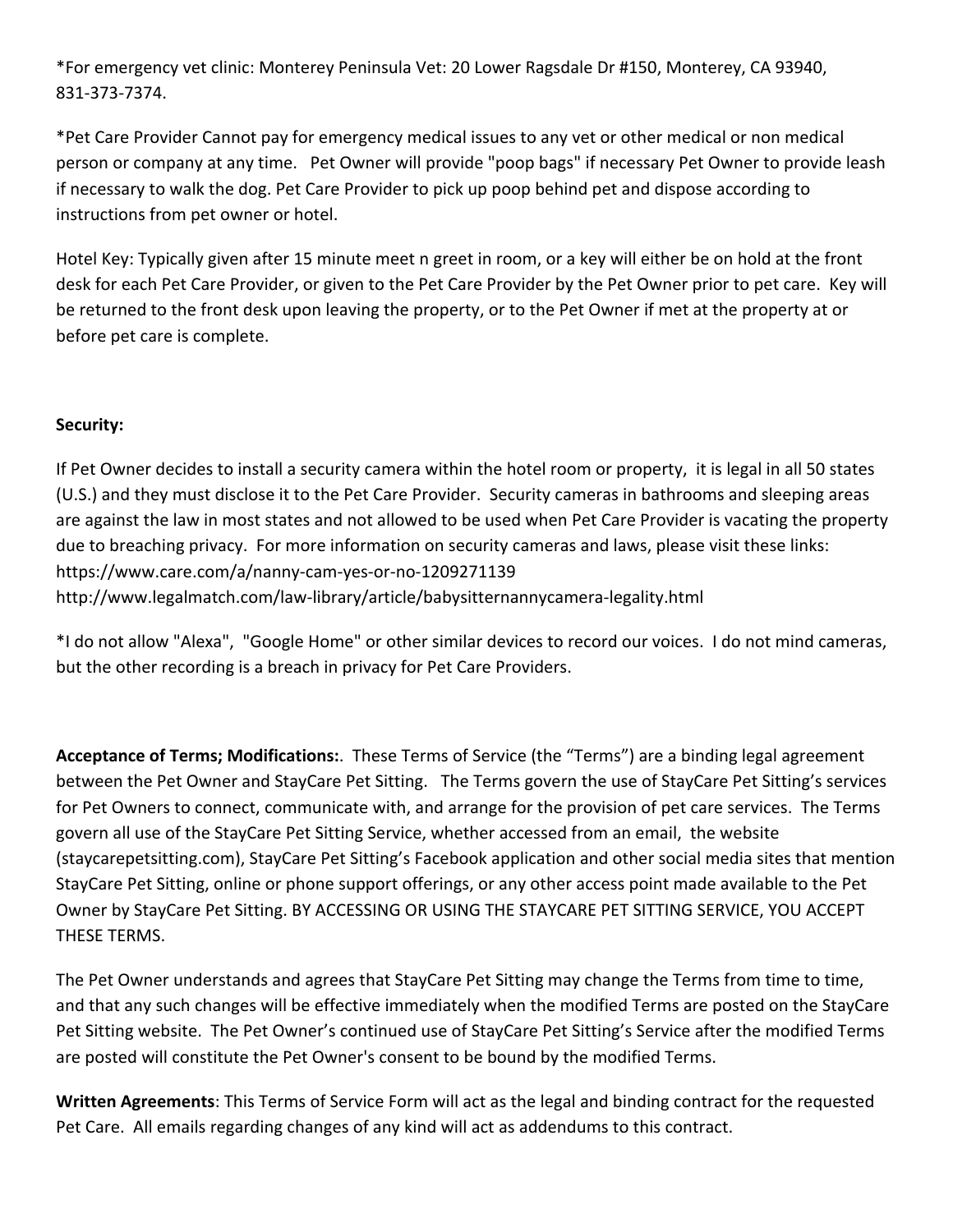*For emergency vet clinic: Monterey Peninsula Vet: 20 Lower Ragsdale Dr #150, Monterey, CA 93940, 831-373-7374.

*Pet Care Provider Cannot pay for emergency medical issues to any vet or other medical or non medical person or company at any time. Pet Owner will provide "poop bags" if necessary Pet Owner to provide leash if necessary to walk the dog. Pet Care Provider to pick up poop behind pet and dispose according to instructions from pet owner or hotel.

Hotel Key: Typically given after 15 minute meet n greet in room, or a key will either be on hold at the front desk for each Pet Care Provider, or given to the Pet Care Provider by the Pet Owner prior to pet care. Key will be returned to the front desk upon leaving the property, or to the Pet Owner if met at the property at or before pet care is complete.

**Security:**

If Pet Owner decides to install a security camera within the hotel room or property, it is legal in all 50 states (U.S.) and they must disclose it to the Pet Care Provider. Security cameras in bathrooms and sleeping areas are against the law in most states and not allowed to be used when Pet Care Provider is vacating the property due to breaching privacy. For more information on security cameras and laws, please visit these links:
https://www.care.com/a/nanny-cam-yes-or-no-1209271139
http://www.legalmatch.com/law-library/article/babysitternannycamera-legality.html

*I do not allow "Alexa", "Google Home" or other similar devices to record our voices. I do not mind cameras, but the other recording is a breach in privacy for Pet Care Providers.

**Acceptance of Terms; Modifications:**. These Terms of Service (the "Terms") are a binding legal agreement between the Pet Owner and StayCare Pet Sitting. The Terms govern the use of StayCare Pet Sitting's services for Pet Owners to connect, communicate with, and arrange for the provision of pet care services. The Terms govern all use of the StayCare Pet Sitting Service, whether accessed from an email, the website (staycarepetsitting.com), StayCare Pet Sitting's Facebook application and other social media sites that mention StayCare Pet Sitting, online or phone support offerings, or any other access point made available to the Pet Owner by StayCare Pet Sitting. BY ACCESSING OR USING THE STAYCARE PET SITTING SERVICE, YOU ACCEPT THESE TERMS.

The Pet Owner understands and agrees that StayCare Pet Sitting may change the Terms from time to time, and that any such changes will be effective immediately when the modified Terms are posted on the StayCare Pet Sitting website. The Pet Owner's continued use of StayCare Pet Sitting's Service after the modified Terms are posted will constitute the Pet Owner's consent to be bound by the modified Terms.

**Written Agreements**: This Terms of Service Form will act as the legal and binding contract for the requested Pet Care. All emails regarding changes of any kind will act as addendums to this contract.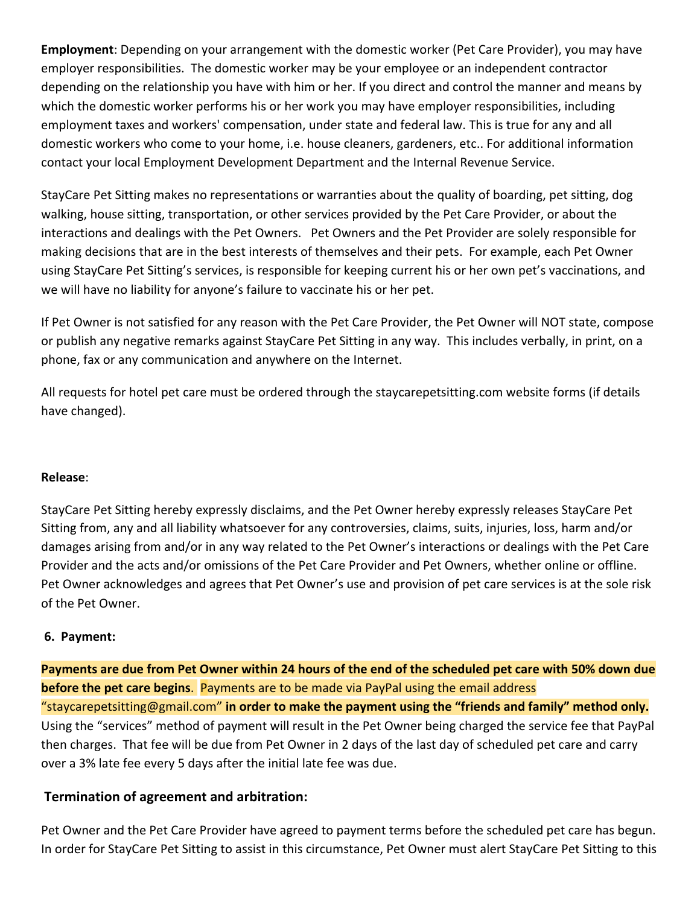**Employment**: Depending on your arrangement with the domestic worker (Pet Care Provider), you may have employer responsibilities. The domestic worker may be your employee or an independent contractor depending on the relationship you have with him or her. If you direct and control the manner and means by which the domestic worker performs his or her work you may have employer responsibilities, including employment taxes and workers' compensation, under state and federal law. This is true for any and all domestic workers who come to your home, i.e. house cleaners, gardeners, etc.. For additional information contact your local Employment Development Department and the Internal Revenue Service.

StayCare Pet Sitting makes no representations or warranties about the quality of boarding, pet sitting, dog walking, house sitting, transportation, or other services provided by the Pet Care Provider, or about the interactions and dealings with the Pet Owners. Pet Owners and the Pet Provider are solely responsible for making decisions that are in the best interests of themselves and their pets. For example, each Pet Owner using StayCare Pet Sitting's services, is responsible for keeping current his or her own pet's vaccinations, and we will have no liability for anyone's failure to vaccinate his or her pet.

If Pet Owner is not satisfied for any reason with the Pet Care Provider, the Pet Owner will NOT state, compose or publish any negative remarks against StayCare Pet Sitting in any way. This includes verbally, in print, on a phone, fax or any communication and anywhere on the Internet.

All requests for hotel pet care must be ordered through the staycarepetsitting.com website forms (if details have changed).

**Release**:

StayCare Pet Sitting hereby expressly disclaims, and the Pet Owner hereby expressly releases StayCare Pet Sitting from, any and all liability whatsoever for any controversies, claims, suits, injuries, loss, harm and/or damages arising from and/or in any way related to the Pet Owner's interactions or dealings with the Pet Care Provider and the acts and/or omissions of the Pet Care Provider and Pet Owners, whether online or offline. Pet Owner acknowledges and agrees that Pet Owner's use and provision of pet care services is at the sole risk of the Pet Owner.

**6. Payment:**

**Payments are due from Pet Owner within 24 hours of the end of the scheduled pet care with 50% down due before the pet care begins**. Payments are to be made via PayPal using the email address "staycarepetsitting@gmail.com" **in order to make the payment using the "friends and family" method only.** Using the "services" method of payment will result in the Pet Owner being charged the service fee that PayPal then charges. That fee will be due from Pet Owner in 2 days of the last day of scheduled pet care and carry over a 3% late fee every 5 days after the initial late fee was due.

**Termination of agreement and arbitration:**

Pet Owner and the Pet Care Provider have agreed to payment terms before the scheduled pet care has begun. In order for StayCare Pet Sitting to assist in this circumstance, Pet Owner must alert StayCare Pet Sitting to this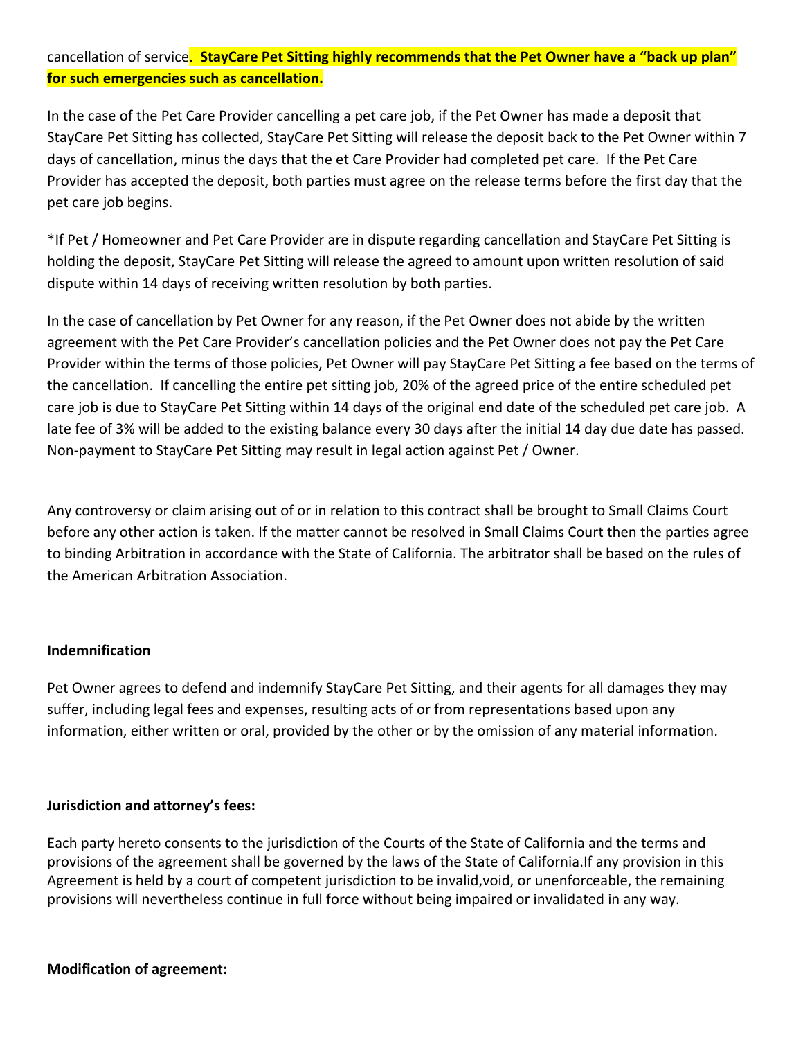cancellation of service. **StayCare Pet Sitting highly recommends that the Pet Owner have a "back up plan" for such emergencies such as cancellation.**

In the case of the Pet Care Provider cancelling a pet care job, if the Pet Owner has made a deposit that StayCare Pet Sitting has collected, StayCare Pet Sitting will release the deposit back to the Pet Owner within 7 days of cancellation, minus the days that the et Care Provider had completed pet care. If the Pet Care Provider has accepted the deposit, both parties must agree on the release terms before the first day that the pet care job begins.

*If Pet / Homeowner and Pet Care Provider are in dispute regarding cancellation and StayCare Pet Sitting is holding the deposit, StayCare Pet Sitting will release the agreed to amount upon written resolution of said dispute within 14 days of receiving written resolution by both parties.

In the case of cancellation by Pet Owner for any reason, if the Pet Owner does not abide by the written agreement with the Pet Care Provider's cancellation policies and the Pet Owner does not pay the Pet Care Provider within the terms of those policies, Pet Owner will pay StayCare Pet Sitting a fee based on the terms of the cancellation. If cancelling the entire pet sitting job, 20% of the agreed price of the entire scheduled pet care job is due to StayCare Pet Sitting within 14 days of the original end date of the scheduled pet care job. A late fee of 3% will be added to the existing balance every 30 days after the initial 14 day due date has passed. Non-payment to StayCare Pet Sitting may result in legal action against Pet / Owner.

Any controversy or claim arising out of or in relation to this contract shall be brought to Small Claims Court before any other action is taken. If the matter cannot be resolved in Small Claims Court then the parties agree to binding Arbitration in accordance with the State of California. The arbitrator shall be based on the rules of the American Arbitration Association.

**Indemnification**

Pet Owner agrees to defend and indemnify StayCare Pet Sitting, and their agents for all damages they may suffer, including legal fees and expenses, resulting acts of or from representations based upon any information, either written or oral, provided by the other or by the omission of any material information.

**Jurisdiction and attorney's fees:**

Each party hereto consents to the jurisdiction of the Courts of the State of California and the terms and provisions of the agreement shall be governed by the laws of the State of California.If any provision in this Agreement is held by a court of competent jurisdiction to be invalid,void, or unenforceable, the remaining provisions will nevertheless continue in full force without being impaired or invalidated in any way.

**Modification of agreement:**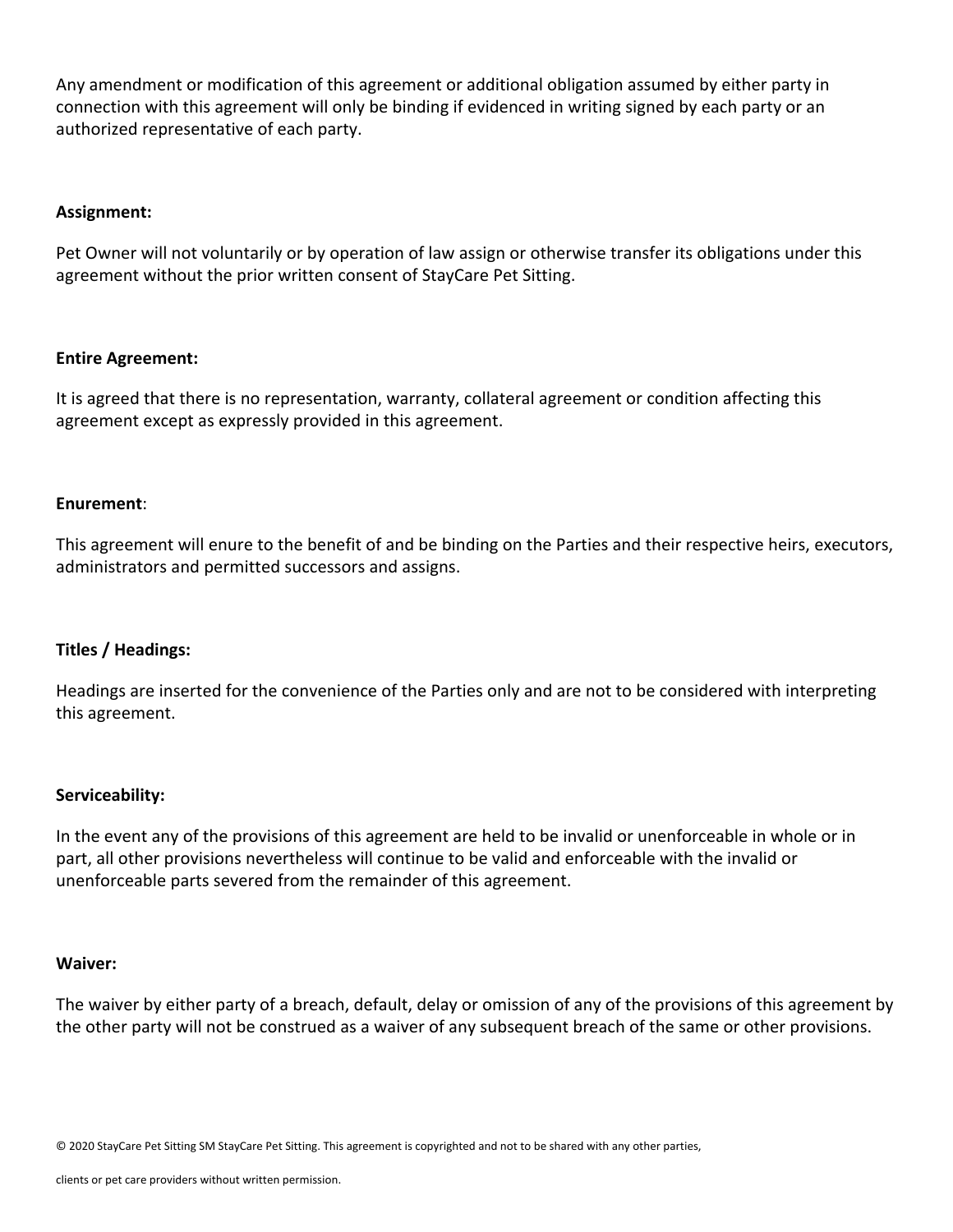Any amendment or modification of this agreement or additional obligation assumed by either party in connection with this agreement will only be binding if evidenced in writing signed by each party or an authorized representative of each party.

**Assignment:**

Pet Owner will not voluntarily or by operation of law assign or otherwise transfer its obligations under this agreement without the prior written consent of StayCare Pet Sitting.

**Entire Agreement:**

It is agreed that there is no representation, warranty, collateral agreement or condition affecting this agreement except as expressly provided in this agreement.

**Enurement**:

This agreement will enure to the benefit of and be binding on the Parties and their respective heirs, executors, administrators and permitted successors and assigns.

**Titles / Headings:**

Headings are inserted for the convenience of the Parties only and are not to be considered with interpreting this agreement.

**Serviceability:**

In the event any of the provisions of this agreement are held to be invalid or unenforceable in whole or in part, all other provisions nevertheless will continue to be valid and enforceable with the invalid or unenforceable parts severed from the remainder of this agreement.

**Waiver:**

The waiver by either party of a breach, default, delay or omission of any of the provisions of this agreement by the other party will not be construed as a waiver of any subsequent breach of the same or other provisions.

© 2020 StayCare Pet Sitting SM StayCare Pet Sitting. This agreement is copyrighted and not to be shared with any other parties, clients or pet care providers without written permission.